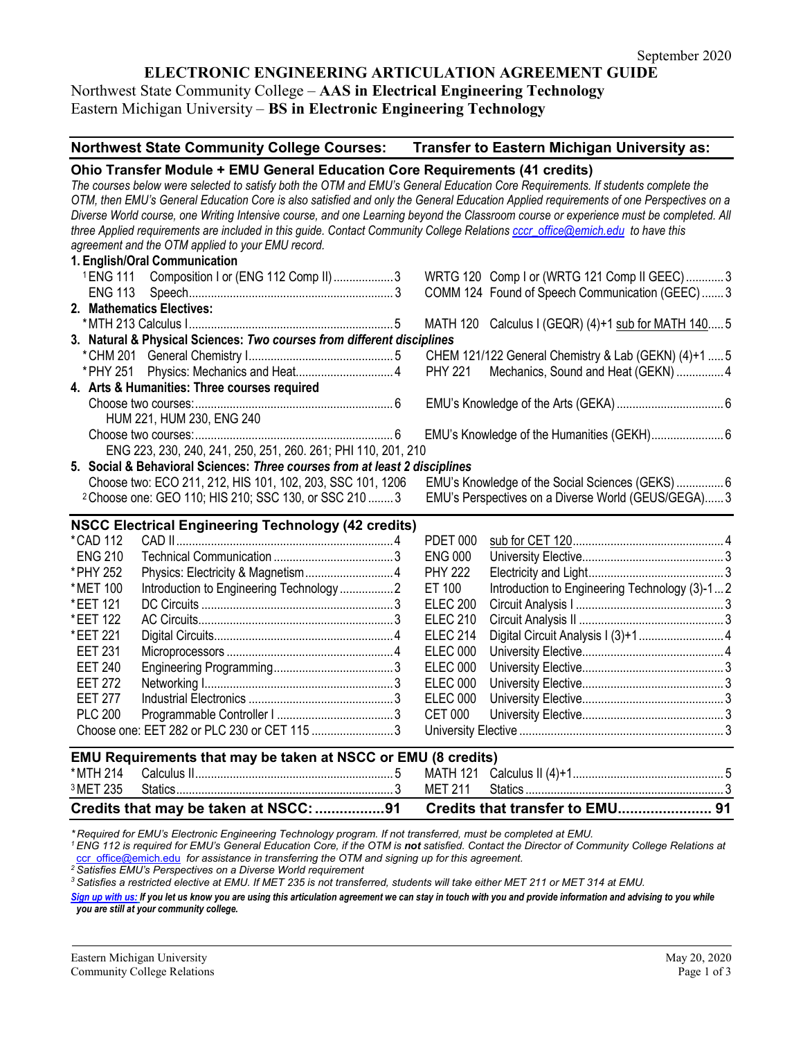September 2020

# ELECTRONIC ENGINEERING ARTICULATION AGREEMENT GUIDE

Northwest State Community College – **AAS in Electrical Engineering Technology**
Eastern Michigan University – **BS in Electronic Engineering Technology**

| Northwest State Community College Courses: | | | Transfer to Eastern Michigan University as: | | |
|---|---|---|---|---|---|
| **Ohio Transfer Module + EMU General Education Core Requirements (41 credits)** | | | | | |
| **1. English/Oral Communication** | | | | | |
| [1]ENG 111 | Composition I or (ENG 112 Comp II) | 3 | WRTG 120 | Comp I or (WRTG 121 Comp II GEEC) | 3 |
| ENG 113 | Speech | 3 | COMM 124 | Found of Speech Communication (GEEC) | 3 |
| **2. Mathematics Electives:** | | | | | |
| *MTH 213 | Calculus I | 5 | MATH 120 | Calculus I (GEQR) (4)+1 sub for MATH 140 | 5 |
| **3. Natural & Physical Sciences:** ***Two courses from different disciplines*** | | | | | |
| *CHM 201 | General Chemistry I | 5 | CHEM 121/122 | General Chemistry & Lab (GEKN) (4)+1 | 5 |
| *PHY 251 | Physics: Mechanics and Heat | 4 | PHY 221 | Mechanics, Sound and Heat (GEKN) | 4 |
| **4. Arts & Humanities: Three courses required** | | | | | |
| Choose two courses: HUM 221, HUM 230, ENG 240 | | 6 | EMU's Knowledge of the Arts (GEKA) | | 6 |
| Choose two courses: ENG 223, 230, 240, 241, 250, 251, 260. 261; PHI 110, 201, 210 | | 6 | EMU's Knowledge of the Humanities (GEKH) | | 6 |
| **5. Social & Behavioral Sciences:** ***Three courses from at least 2 disciplines*** | | | | | |
| Choose two: ECO 211, 212, HIS 101, 102, 203, SSC 101, 1206 | | | EMU's Knowledge of the Social Sciences (GEKS) | | 6 |
| [2]Choose one: GEO 110; HIS 210; SSC 130, or SSC 210 | | 3 | EMU's Perspectives on a Diverse World (GEUS/GEGA) | | 3 |
| **NSCC Electrical Engineering Technology (42 credits)** | | | | | |
| *CAD 112 | CAD II | 4 | PDET 000 | sub for CET 120 | 4 |
| ENG 210 | Technical Communication | 3 | ENG 000 | University Elective | 3 |
| *PHY 252 | Physics: Electricity & Magnetism | 4 | PHY 222 | Electricity and Light | 3 |
| *MET 100 | Introduction to Engineering Technology | 2 | ET 100 | Introduction to Engineering Technology (3)-1 | 2 |
| *EET 121 | DC Circuits | 3 | ELEC 200 | Circuit Analysis I | 3 |
| *EET 122 | AC Circuits | 3 | ELEC 210 | Circuit Analysis II | 3 |
| *EET 221 | Digital Circuits | 4 | ELEC 214 | Digital Circuit Analysis I (3)+1 | 4 |
| EET 231 | Microprocessors | 4 | ELEC 000 | University Elective | 4 |
| EET 240 | Engineering Programming | 3 | ELEC 000 | University Elective | 3 |
| EET 272 | Networking I | 3 | ELEC 000 | University Elective | 3 |
| EET 277 | Industrial Electronics | 3 | ELEC 000 | University Elective | 3 |
| PLC 200 | Programmable Controller I | 3 | CET 000 | University Elective | 3 |
| Choose one: EET 282 or PLC 230 or CET 115 | | 3 | University Elective | | 3 |
| **EMU Requirements that may be taken at NSCC or EMU (8 credits)** | | | | | |
| *MTH 214 | Calculus II | 5 | MATH 121 | Calculus II (4)+1 | 5 |
| [3]MET 235 | Statics | 3 | MET 211 | Statics | 3 |
| **Credits that may be taken at NSCC:** | | **91** | **Credits that transfer to EMU** | | **91** |

*The courses below were selected to satisfy both the OTM and EMU's General Education Core Requirements. If students complete the OTM, then EMU's General Education Core is also satisfied and only the General Education Applied requirements of one Perspectives on a Diverse World course, one Writing Intensive course, and one Learning beyond the Classroom course or experience must be completed. All three Applied requirements are included in this guide. Contact Community College Relations cccr_office@emich.edu to have this agreement and the OTM applied to your EMU record.*

*\* Required for EMU's Electronic Engineering Technology program. If not transferred, must be completed at EMU.*

*[1] ENG 112 is required for EMU's General Education Core, if the OTM is **not** satisfied. Contact the Director of Community College Relations at ccr_office@emich.edu for assistance in transferring the OTM and signing up for this agreement.*

*[2] Satisfies EMU's Perspectives on a Diverse World requirement*

*[3] Satisfies a restricted elective at EMU. If MET 235 is not transferred, students will take either MET 211 or MET 314 at EMU.*

***Sign up with us:** **If you let us know you are using this articulation agreement we can stay in touch with you and provide information and advising to you while you are still at your community college.***

Eastern Michigan University
Community College Relations

May 20, 2020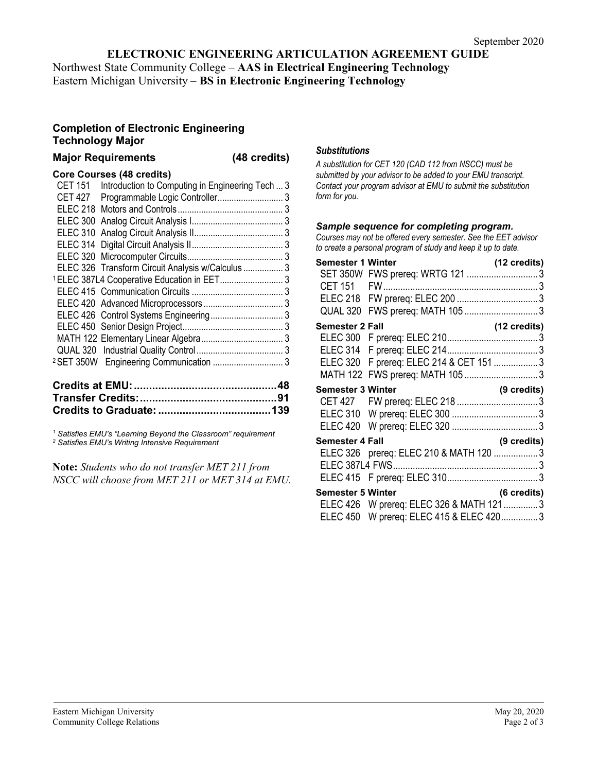September 2020

**ELECTRONIC ENGINEERING ARTICULATION AGREEMENT GUIDE**

Northwest State Community College – **AAS in Electrical Engineering Technology**
Eastern Michigan University – **BS in Electronic Engineering Technology**

## Completion of Electronic Engineering Technology Major

### Major Requirements (48 credits)

**Core Courses (48 credits)**

| Course | Title | Credits |
|---|---|---|
| CET 151 | Introduction to Computing in Engineering Tech | 3 |
| CET 427 | Programmable Logic Controller | 3 |
| ELEC 218 | Motors and Controls | 3 |
| ELEC 300 | Analog Circuit Analysis I | 3 |
| ELEC 310 | Analog Circuit Analysis II | 3 |
| ELEC 314 | Digital Circuit Analysis II | 3 |
| ELEC 320 | Microcomputer Circuits | 3 |
| ELEC 326 | Transform Circuit Analysis w/Calculus | 3 |
| [1] ELEC 387L4 | Cooperative Education in EET | 3 |
| ELEC 415 | Communication Circuits | 3 |
| ELEC 420 | Advanced Microprocessors | 3 |
| ELEC 426 | Control Systems Engineering | 3 |
| ELEC 450 | Senior Design Project | 3 |
| MATH 122 | Elementary Linear Algebra | 3 |
| QUAL 320 | Industrial Quality Control | 3 |
| [2] SET 350W | Engineering Communication | 3 |

**Credits at EMU: 48**
**Transfer Credits: 91**
**Credits to Graduate: 139**

*[1] Satisfies EMU's "Learning Beyond the Classroom" requirement*
*[2] Satisfies EMU's Writing Intensive Requirement*

**Note:** *Students who do not transfer MET 211 from NSCC will choose from MET 211 or MET 314 at EMU.*

### *Substitutions*

*A substitution for CET 120 (CAD 112 from NSCC) must be submitted by your advisor to be added to your EMU transcript. Contact your program advisor at EMU to submit the substitution form for you.*

### *Sample sequence for completing program.*

*Courses may not be offered every semester. See the EET advisor to create a personal program of study and keep it up to date.*

| Course | Offered / Prerequisite | Credits |
|---|---|---|
| **Semester 1 Winter** | | **(12 credits)** |
| SET 350W | FWS prereq: WRTG 121 | 3 |
| CET 151 | FW | 3 |
| ELEC 218 | FW prereq: ELEC 200 | 3 |
| QUAL 320 | FWS prereq: MATH 105 | 3 |
| **Semester 2 Fall** | | **(12 credits)** |
| ELEC 300 | F prereq: ELEC 210 | 3 |
| ELEC 314 | F prereq: ELEC 214 | 3 |
| ELEC 320 | F prereq: ELEC 214 & CET 151 | 3 |
| MATH 122 | FWS prereq: MATH 105 | 3 |
| **Semester 3 Winter** | | **(9 credits)** |
| CET 427 | FW prereq: ELEC 218 | 3 |
| ELEC 310 | W prereq: ELEC 300 | 3 |
| ELEC 420 | W prereq: ELEC 320 | 3 |
| **Semester 4 Fall** | | **(9 credits)** |
| ELEC 326 | prereq: ELEC 210 & MATH 120 | 3 |
| ELEC 387L4 | FWS | 3 |
| ELEC 415 | F prereq: ELEC 310 | 3 |
| **Semester 5 Winter** | | **(6 credits)** |
| ELEC 426 | W prereq: ELEC 326 & MATH 121 | 3 |
| ELEC 450 | W prereq: ELEC 415 & ELEC 420 | 3 |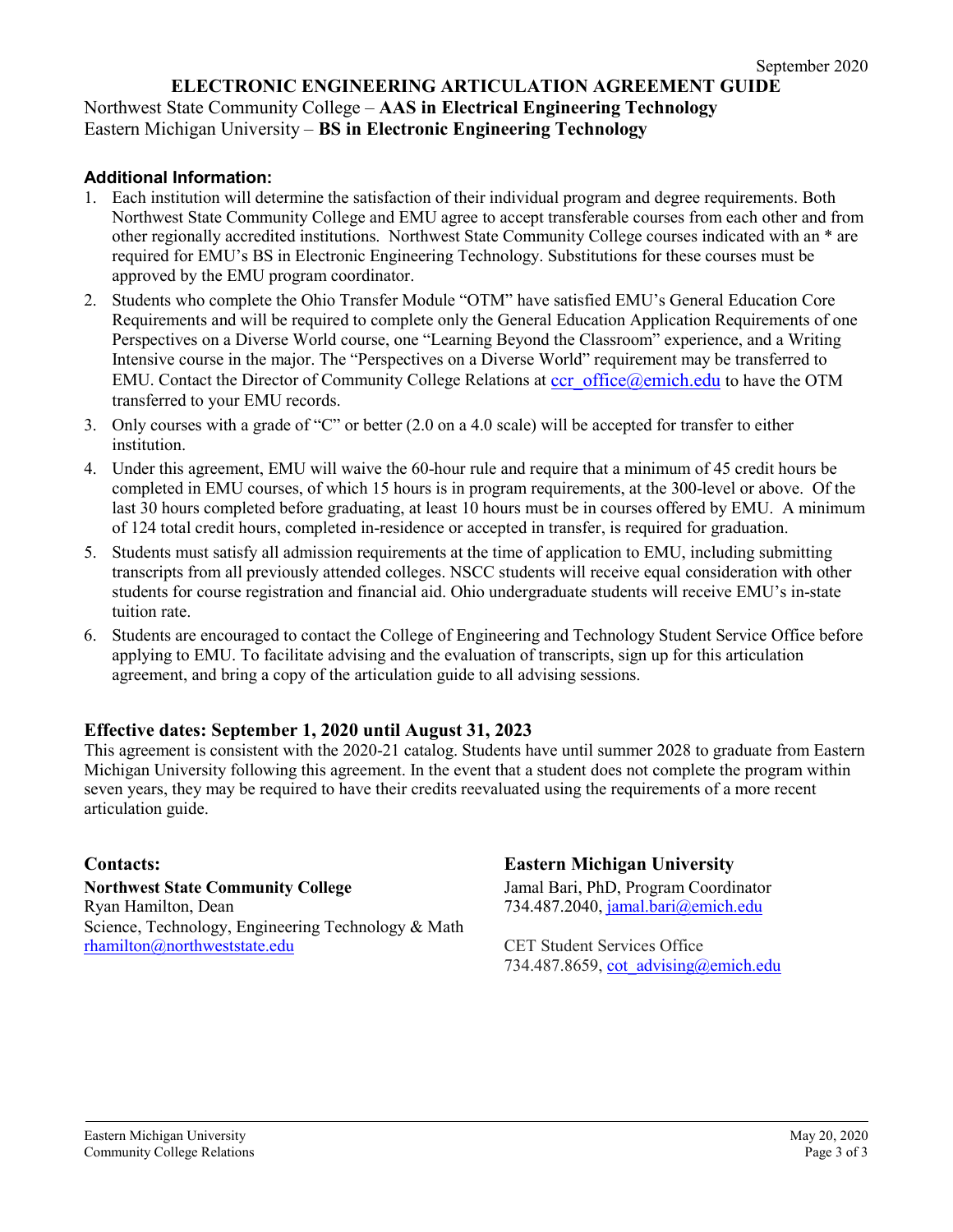September 2020

# ELECTRONIC ENGINEERING ARTICULATION AGREEMENT GUIDE

Northwest State Community College – **AAS in Electrical Engineering Technology**
Eastern Michigan University – **BS in Electronic Engineering Technology**

### Additional Information:

1. Each institution will determine the satisfaction of their individual program and degree requirements. Both Northwest State Community College and EMU agree to accept transferable courses from each other and from other regionally accredited institutions. Northwest State Community College courses indicated with an * are required for EMU's BS in Electronic Engineering Technology. Substitutions for these courses must be approved by the EMU program coordinator.
2. Students who complete the Ohio Transfer Module "OTM" have satisfied EMU's General Education Core Requirements and will be required to complete only the General Education Application Requirements of one Perspectives on a Diverse World course, one "Learning Beyond the Classroom" experience, and a Writing Intensive course in the major. The "Perspectives on a Diverse World" requirement may be transferred to EMU. Contact the Director of Community College Relations at ccr_office@emich.edu to have the OTM transferred to your EMU records.
3. Only courses with a grade of "C" or better (2.0 on a 4.0 scale) will be accepted for transfer to either institution.
4. Under this agreement, EMU will waive the 60-hour rule and require that a minimum of 45 credit hours be completed in EMU courses, of which 15 hours is in program requirements, at the 300-level or above. Of the last 30 hours completed before graduating, at least 10 hours must be in courses offered by EMU. A minimum of 124 total credit hours, completed in-residence or accepted in transfer, is required for graduation.
5. Students must satisfy all admission requirements at the time of application to EMU, including submitting transcripts from all previously attended colleges. NSCC students will receive equal consideration with other students for course registration and financial aid. Ohio undergraduate students will receive EMU's in-state tuition rate.
6. Students are encouraged to contact the College of Engineering and Technology Student Service Office before applying to EMU. To facilitate advising and the evaluation of transcripts, sign up for this articulation agreement, and bring a copy of the articulation guide to all advising sessions.

### Effective dates: September 1, 2020 until August 31, 2023

This agreement is consistent with the 2020-21 catalog. Students have until summer 2028 to graduate from Eastern Michigan University following this agreement. In the event that a student does not complete the program within seven years, they may be required to have their credits reevaluated using the requirements of a more recent articulation guide.

### Contacts:

**Northwest State Community College**
Ryan Hamilton, Dean
Science, Technology, Engineering Technology & Math
rhamilton@northweststate.edu

### Eastern Michigan University

Jamal Bari, PhD, Program Coordinator
734.487.2040, jamal.bari@emich.edu

CET Student Services Office
734.487.8659, cot_advising@emich.edu